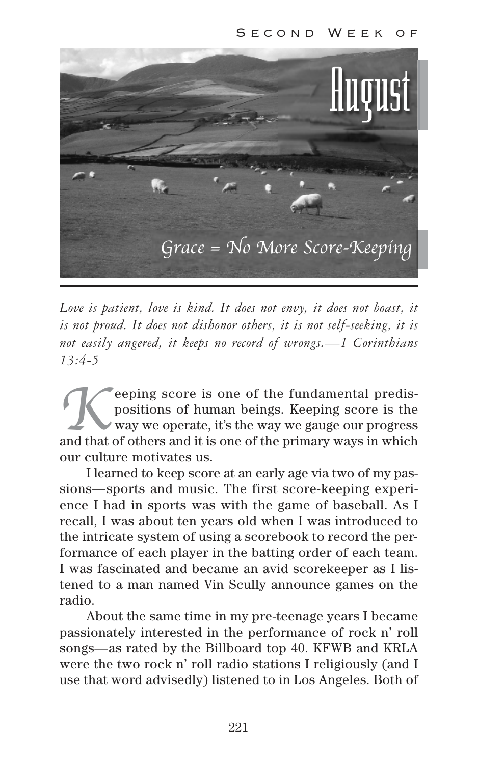# Second Week of August

## Grace = No More Score-Keeping

*Love is patient, love is kind. It does not envy, it does not boast, it is not proud. It does not dishonor others, it is not self-seeking, it is not easily angered, it keeps no record of wrongs.—1 Corinthians 13:4-5*

Keeping score is one of the fundamental predispositions of human beings. Keeping score is the way we operate, it's the way we gauge our progress and that of others and it is one of the primary ways in which our culture motivates us.

I learned to keep score at an early age via two of my passions—sports and music. The first score-keeping experience I had in sports was with the game of baseball. As I recall, I was about ten years old when I was introduced to the intricate system of using a scorebook to record the performance of each player in the batting order of each team. I was fascinated and became an avid scorekeeper as I listened to a man named Vin Scully announce games on the radio.

About the same time in my pre-teenage years I became passionately interested in the performance of rock n' roll songs—as rated by the Billboard top 40. KFWB and KRLA were the two rock n' roll radio stations I religiously (and I use that word advisedly) listened to in Los Angeles. Both of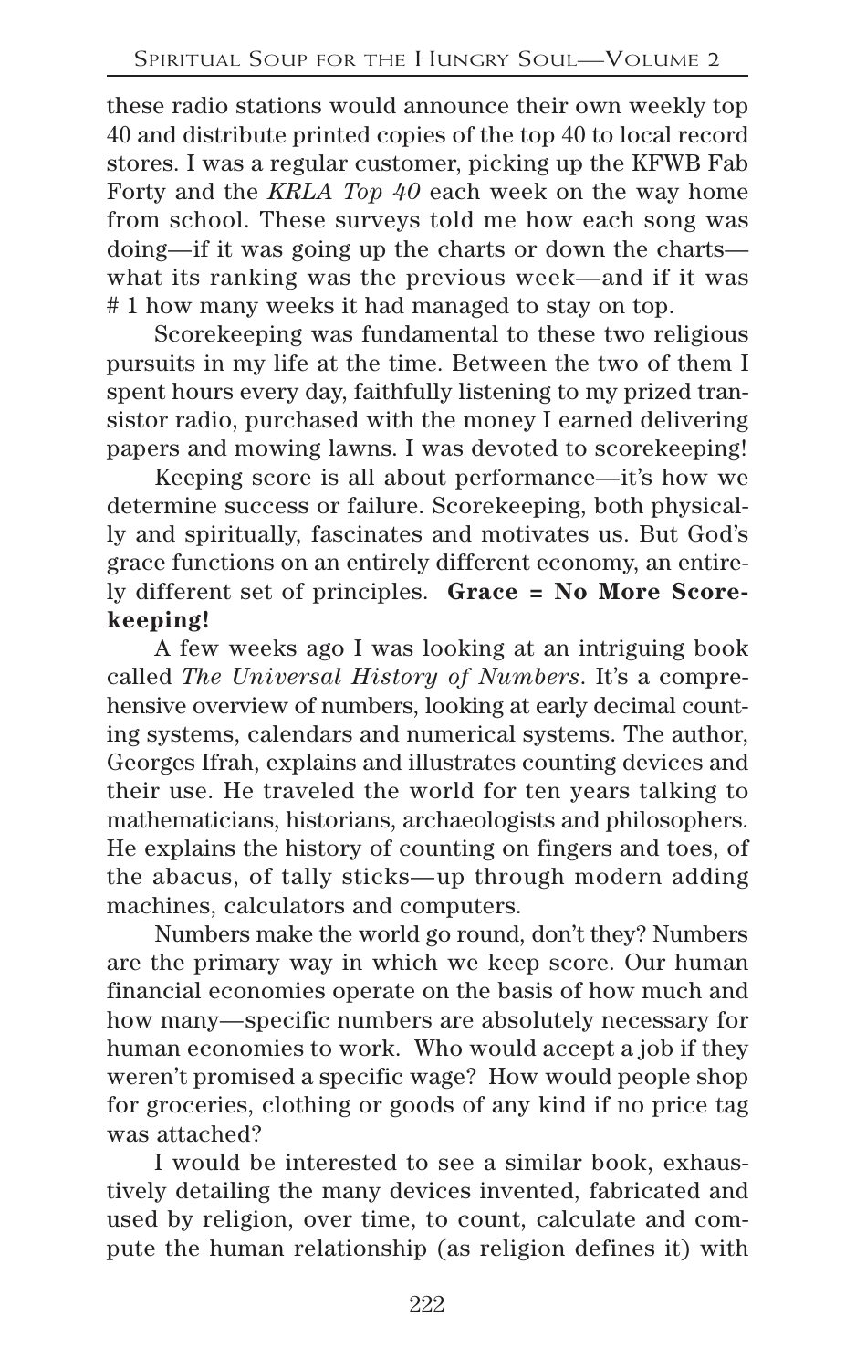these radio stations would announce their own weekly top 40 and distribute printed copies of the top 40 to local record stores. I was a regular customer, picking up the KFWB Fab Forty and the *KRLA Top 40* each week on the way home from school. These surveys told me how each song was doing—if it was going up the charts or down the charts—what its ranking was the previous week—and if it was # 1 how many weeks it had managed to stay on top.

Scorekeeping was fundamental to these two religious pursuits in my life at the time. Between the two of them I spent hours every day, faithfully listening to my prized transistor radio, purchased with the money I earned delivering papers and mowing lawns. I was devoted to scorekeeping!

Keeping score is all about performance—it's how we determine success or failure. Scorekeeping, both physically and spiritually, fascinates and motivates us. But God's grace functions on an entirely different economy, an entirely different set of principles. **Grace = No More Scorekeeping!**

A few weeks ago I was looking at an intriguing book called *The Universal History of Numbers*. It's a comprehensive overview of numbers, looking at early decimal counting systems, calendars and numerical systems. The author, Georges Ifrah, explains and illustrates counting devices and their use. He traveled the world for ten years talking to mathematicians, historians, archaeologists and philosophers. He explains the history of counting on fingers and toes, of the abacus, of tally sticks—up through modern adding machines, calculators and computers.

Numbers make the world go round, don't they? Numbers are the primary way in which we keep score. Our human financial economies operate on the basis of how much and how many—specific numbers are absolutely necessary for human economies to work. Who would accept a job if they weren't promised a specific wage? How would people shop for groceries, clothing or goods of any kind if no price tag was attached?

I would be interested to see a similar book, exhaustively detailing the many devices invented, fabricated and used by religion, over time, to count, calculate and compute the human relationship (as religion defines it) with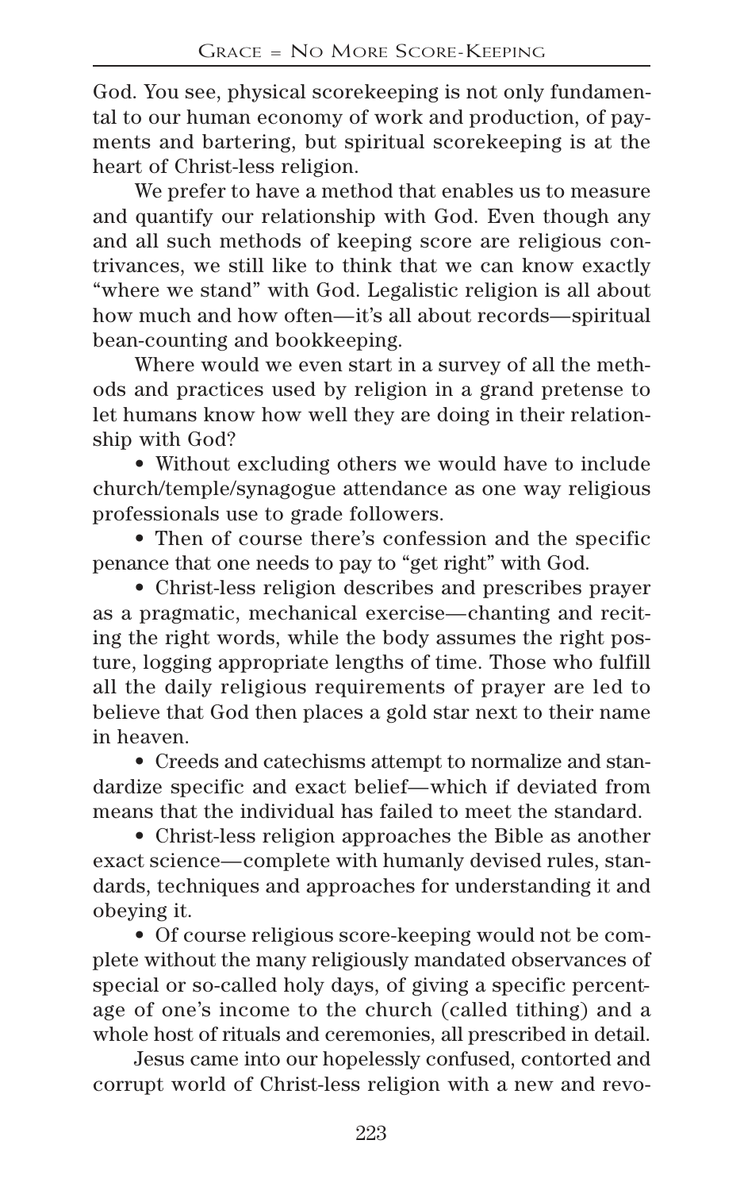God. You see, physical scorekeeping is not only fundamental to our human economy of work and production, of payments and bartering, but spiritual scorekeeping is at the heart of Christ-less religion.

We prefer to have a method that enables us to measure and quantify our relationship with God. Even though any and all such methods of keeping score are religious contrivances, we still like to think that we can know exactly "where we stand" with God. Legalistic religion is all about how much and how often—it's all about records—spiritual bean-counting and bookkeeping.

Where would we even start in a survey of all the methods and practices used by religion in a grand pretense to let humans know how well they are doing in their relationship with God?

- Without excluding others we would have to include church/temple/synagogue attendance as one way religious professionals use to grade followers.
- Then of course there's confession and the specific penance that one needs to pay to "get right" with God.
- Christ-less religion describes and prescribes prayer as a pragmatic, mechanical exercise—chanting and reciting the right words, while the body assumes the right posture, logging appropriate lengths of time. Those who fulfill all the daily religious requirements of prayer are led to believe that God then places a gold star next to their name in heaven.
- Creeds and catechisms attempt to normalize and standardize specific and exact belief—which if deviated from means that the individual has failed to meet the standard.
- Christ-less religion approaches the Bible as another exact science—complete with humanly devised rules, standards, techniques and approaches for understanding it and obeying it.
- Of course religious score-keeping would not be complete without the many religiously mandated observances of special or so-called holy days, of giving a specific percentage of one's income to the church (called tithing) and a whole host of rituals and ceremonies, all prescribed in detail.

Jesus came into our hopelessly confused, contorted and corrupt world of Christ-less religion with a new and revo-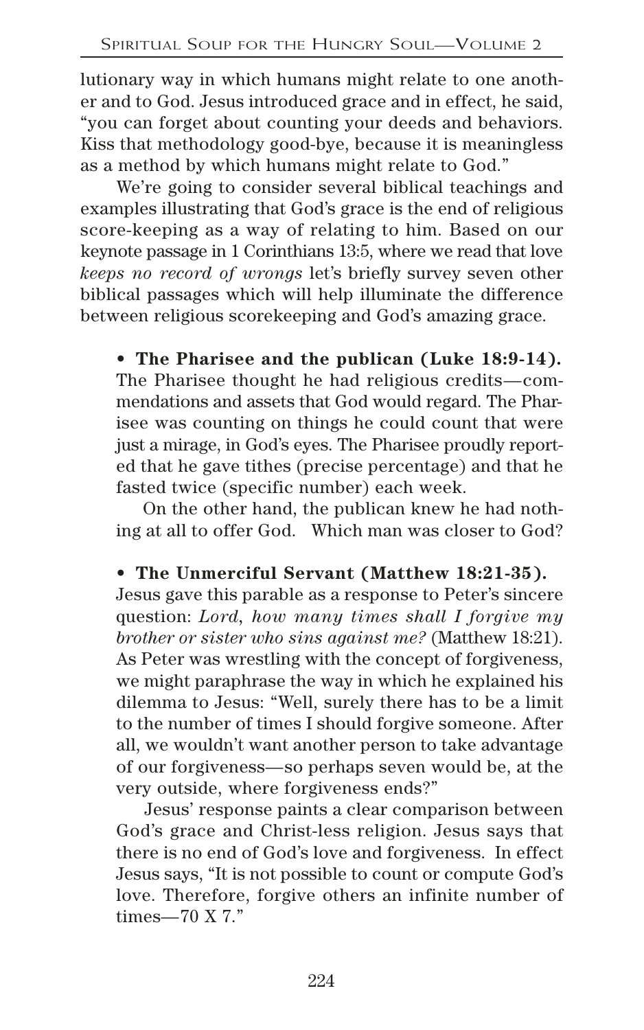lutionary way in which humans might relate to one another and to God. Jesus introduced grace and in effect, he said, "you can forget about counting your deeds and behaviors. Kiss that methodology good-bye, because it is meaningless as a method by which humans might relate to God."

We're going to consider several biblical teachings and examples illustrating that God's grace is the end of religious score-keeping as a way of relating to him. Based on our keynote passage in 1 Corinthians 13:5, where we read that love *keeps no record of wrongs* let's briefly survey seven other biblical passages which will help illuminate the difference between religious scorekeeping and God's amazing grace.

- **The Pharisee and the publican (Luke 18:9-14).** The Pharisee thought he had religious credits—commendations and assets that God would regard. The Pharisee was counting on things he could count that were just a mirage, in God's eyes. The Pharisee proudly reported that he gave tithes (precise percentage) and that he fasted twice (specific number) each week.

  On the other hand, the publican knew he had nothing at all to offer God. Which man was closer to God?

- **The Unmerciful Servant (Matthew 18:21-35).** Jesus gave this parable as a response to Peter's sincere question: *Lord, how many times shall I forgive my brother or sister who sins against me?* (Matthew 18:21). As Peter was wrestling with the concept of forgiveness, we might paraphrase the way in which he explained his dilemma to Jesus: "Well, surely there has to be a limit to the number of times I should forgive someone. After all, we wouldn't want another person to take advantage of our forgiveness—so perhaps seven would be, at the very outside, where forgiveness ends?"

  Jesus' response paints a clear comparison between God's grace and Christ-less religion. Jesus says that there is no end of God's love and forgiveness. In effect Jesus says, "It is not possible to count or compute God's love. Therefore, forgive others an infinite number of times—70 X 7."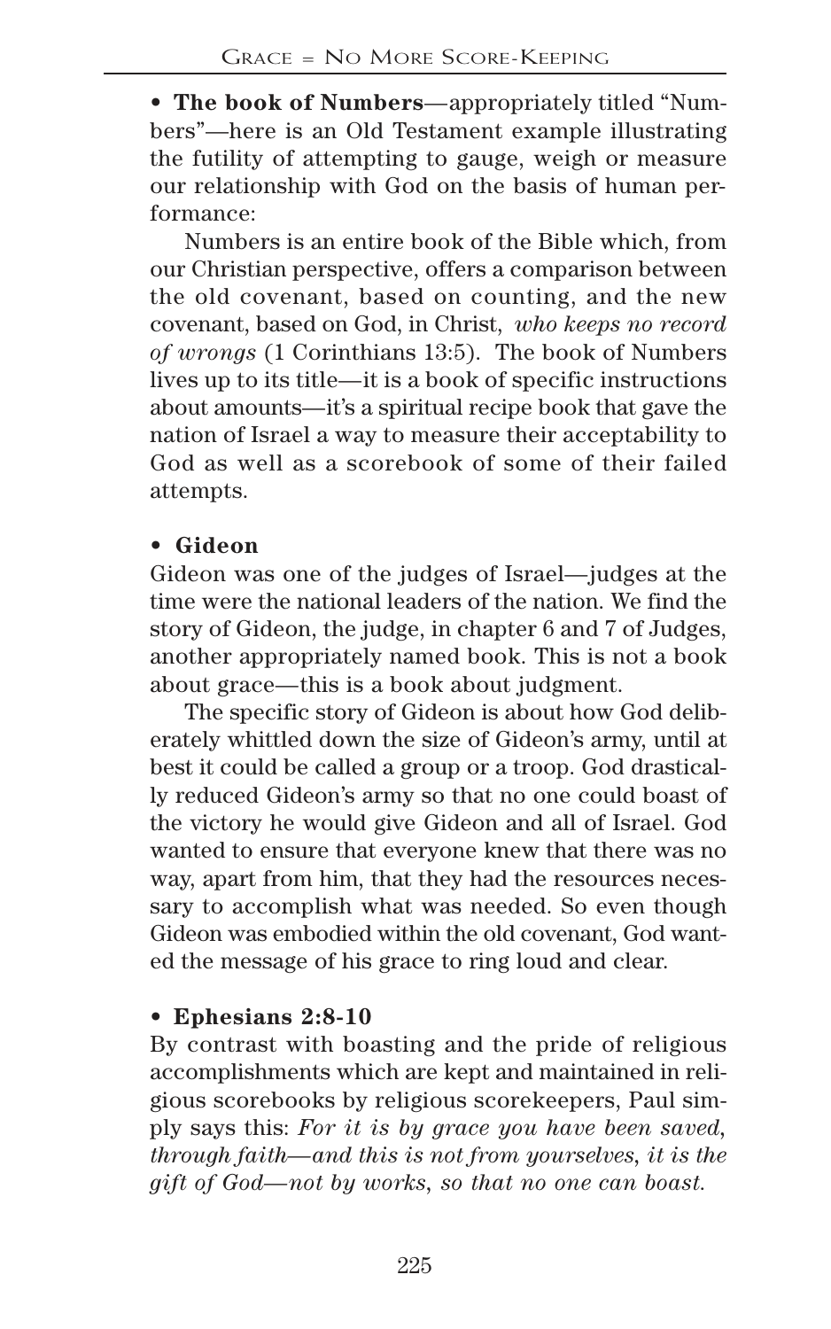• **The book of Numbers**—appropriately titled "Numbers"—here is an Old Testament example illustrating the futility of attempting to gauge, weigh or measure our relationship with God on the basis of human performance:

Numbers is an entire book of the Bible which, from our Christian perspective, offers a comparison between the old covenant, based on counting, and the new covenant, based on God, in Christ, *who keeps no record of wrongs* (1 Corinthians 13:5). The book of Numbers lives up to its title—it is a book of specific instructions about amounts—it's a spiritual recipe book that gave the nation of Israel a way to measure their acceptability to God as well as a scorebook of some of their failed attempts.

• **Gideon**

Gideon was one of the judges of Israel—judges at the time were the national leaders of the nation. We find the story of Gideon, the judge, in chapter 6 and 7 of Judges, another appropriately named book. This is not a book about grace—this is a book about judgment.

The specific story of Gideon is about how God deliberately whittled down the size of Gideon's army, until at best it could be called a group or a troop. God drastically reduced Gideon's army so that no one could boast of the victory he would give Gideon and all of Israel. God wanted to ensure that everyone knew that there was no way, apart from him, that they had the resources necessary to accomplish what was needed. So even though Gideon was embodied within the old covenant, God wanted the message of his grace to ring loud and clear.

• **Ephesians 2:8-10**

By contrast with boasting and the pride of religious accomplishments which are kept and maintained in religious scorebooks by religious scorekeepers, Paul simply says this: *For it is by grace you have been saved, through faith—and this is not from yourselves, it is the gift of God—not by works, so that no one can boast.*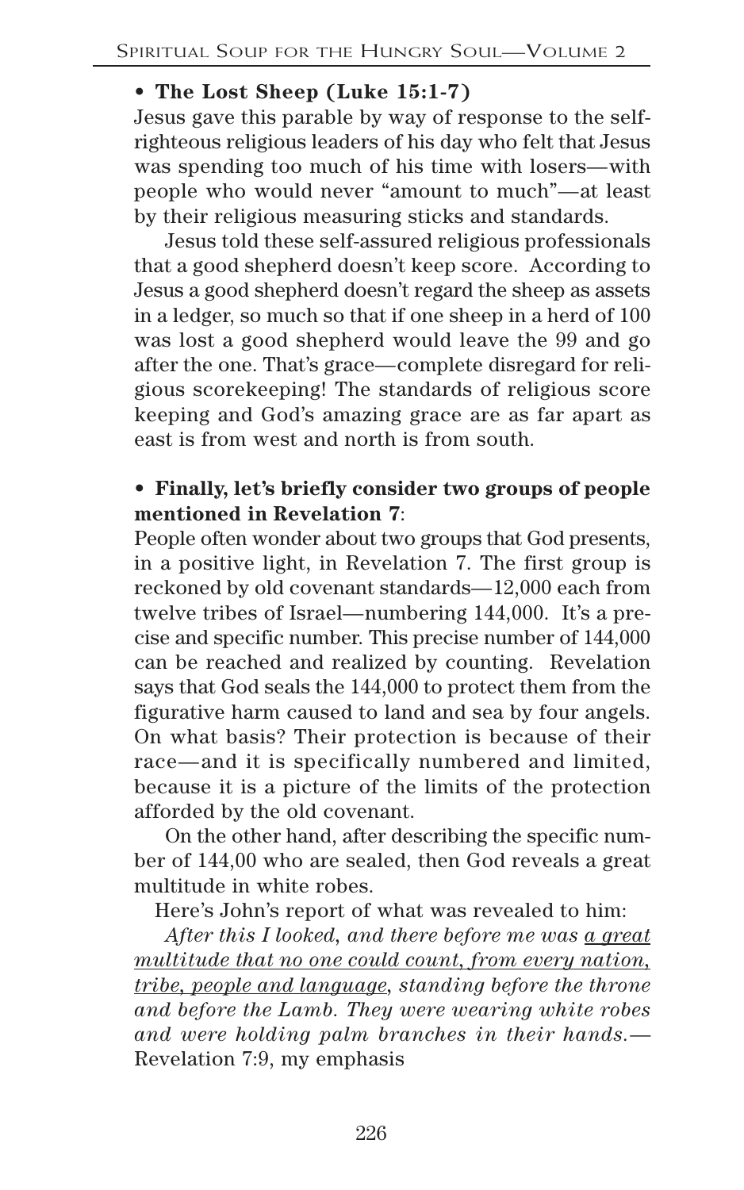- **The Lost Sheep (Luke 15:1-7)**

Jesus gave this parable by way of response to the self-righteous religious leaders of his day who felt that Jesus was spending too much of his time with losers—with people who would never "amount to much"—at least by their religious measuring sticks and standards.

Jesus told these self-assured religious professionals that a good shepherd doesn't keep score. According to Jesus a good shepherd doesn't regard the sheep as assets in a ledger, so much so that if one sheep in a herd of 100 was lost a good shepherd would leave the 99 and go after the one. That's grace—complete disregard for religious scorekeeping! The standards of religious score keeping and God's amazing grace are as far apart as east is from west and north is from south.

- **Finally, let's briefly consider two groups of people mentioned in Revelation 7**:

People often wonder about two groups that God presents, in a positive light, in Revelation 7. The first group is reckoned by old covenant standards—12,000 each from twelve tribes of Israel—numbering 144,000. It's a precise and specific number. This precise number of 144,000 can be reached and realized by counting. Revelation says that God seals the 144,000 to protect them from the figurative harm caused to land and sea by four angels. On what basis? Their protection is because of their race—and it is specifically numbered and limited, because it is a picture of the limits of the protection afforded by the old covenant.

On the other hand, after describing the specific number of 144,00 who are sealed, then God reveals a great multitude in white robes.

Here's John's report of what was revealed to him:

*After this I looked, and there before me was <u>a great multitude that no one could count, from every nation, tribe, people and language</u>, standing before the throne and before the Lamb. They were wearing white robes and were holding palm branches in their hands.*— Revelation 7:9, my emphasis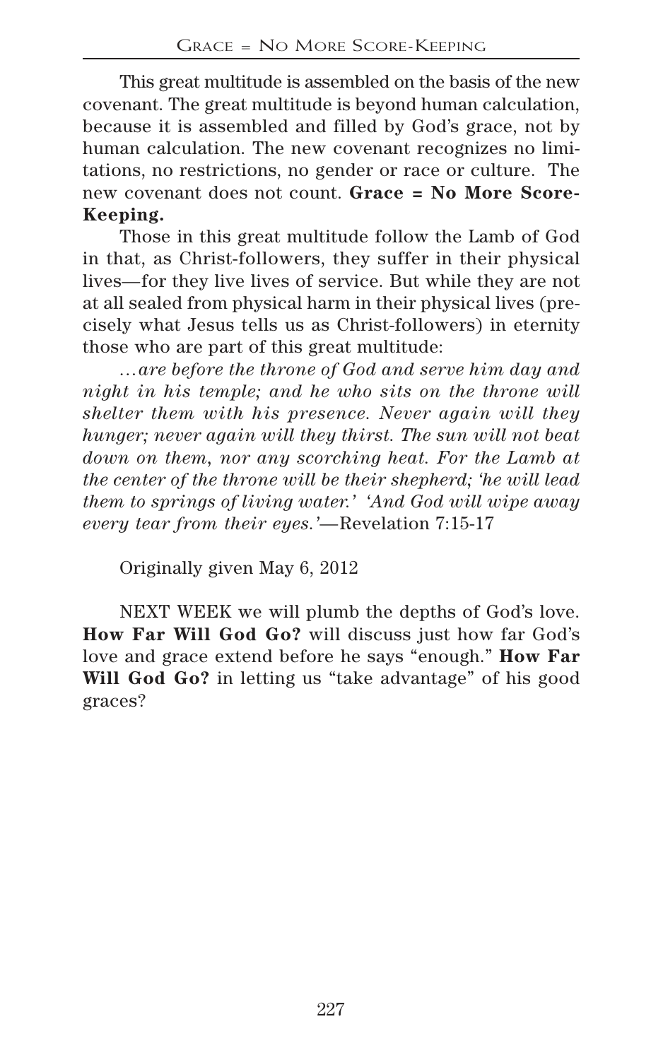This great multitude is assembled on the basis of the new covenant. The great multitude is beyond human calculation, because it is assembled and filled by God's grace, not by human calculation. The new covenant recognizes no limitations, no restrictions, no gender or race or culture. The new covenant does not count. **Grace = No More Score-Keeping.**

Those in this great multitude follow the Lamb of God in that, as Christ-followers, they suffer in their physical lives—for they live lives of service. But while they are not at all sealed from physical harm in their physical lives (precisely what Jesus tells us as Christ-followers) in eternity those who are part of this great multitude:

*…are before the throne of God and serve him day and night in his temple; and he who sits on the throne will shelter them with his presence. Never again will they hunger; never again will they thirst. The sun will not beat down on them, nor any scorching heat. For the Lamb at the center of the throne will be their shepherd; 'he will lead them to springs of living water.' 'And God will wipe away every tear from their eyes.'*—Revelation 7:15-17

Originally given May 6, 2012

NEXT WEEK we will plumb the depths of God's love. **How Far Will God Go?** will discuss just how far God's love and grace extend before he says "enough." **How Far Will God Go?** in letting us "take advantage" of his good graces?